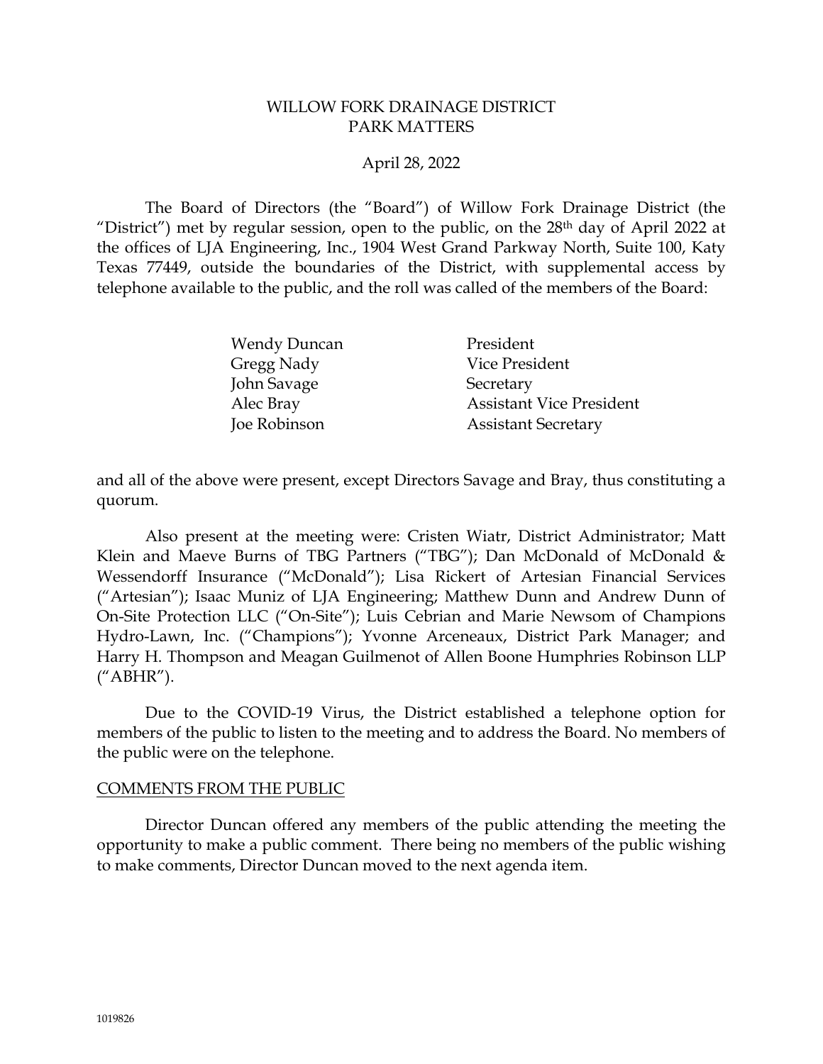# WILLOW FORK DRAINAGE DISTRICT
# PARK MATTERS

April 28, 2022

The Board of Directors (the "Board") of Willow Fork Drainage District (the "District") met by regular session, open to the public, on the 28th day of April 2022 at the offices of LJA Engineering, Inc., 1904 West Grand Parkway North, Suite 100, Katy Texas 77449, outside the boundaries of the District, with supplemental access by telephone available to the public, and the roll was called of the members of the Board:

| | |
|---|---|
| Wendy Duncan | President |
| Gregg Nady | Vice President |
| John Savage | Secretary |
| Alec Bray | Assistant Vice President |
| Joe Robinson | Assistant Secretary |

and all of the above were present, except Directors Savage and Bray, thus constituting a quorum.

Also present at the meeting were: Cristen Wiatr, District Administrator; Matt Klein and Maeve Burns of TBG Partners ("TBG"); Dan McDonald of McDonald & Wessendorff Insurance ("McDonald"); Lisa Rickert of Artesian Financial Services ("Artesian"); Isaac Muniz of LJA Engineering; Matthew Dunn and Andrew Dunn of On-Site Protection LLC ("On-Site"); Luis Cebrian and Marie Newsom of Champions Hydro-Lawn, Inc. ("Champions"); Yvonne Arceneaux, District Park Manager; and Harry H. Thompson and Meagan Guilmenot of Allen Boone Humphries Robinson LLP ("ABHR").

Due to the COVID-19 Virus, the District established a telephone option for members of the public to listen to the meeting and to address the Board. No members of the public were on the telephone.

## COMMENTS FROM THE PUBLIC

Director Duncan offered any members of the public attending the meeting the opportunity to make a public comment. There being no members of the public wishing to make comments, Director Duncan moved to the next agenda item.

1019826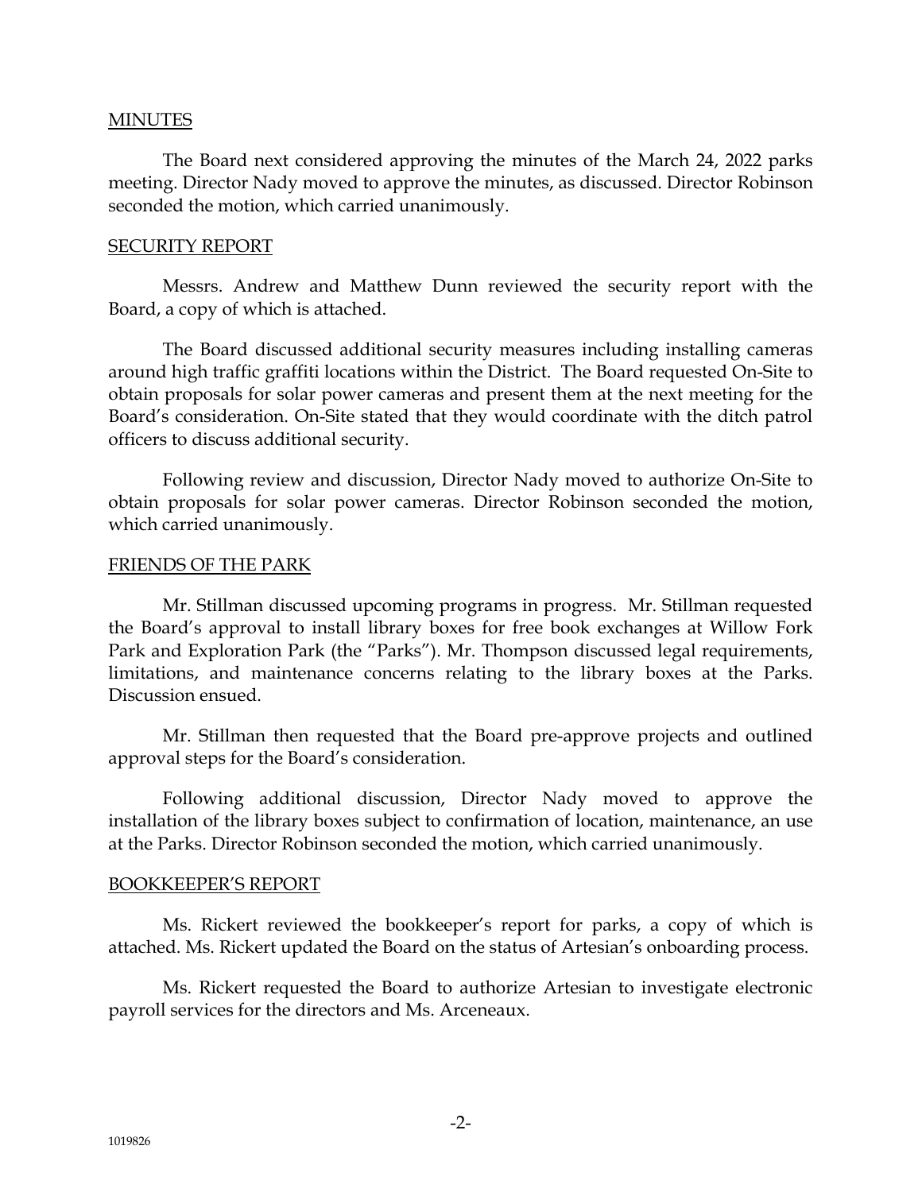MINUTES

The Board next considered approving the minutes of the March 24, 2022 parks meeting. Director Nady moved to approve the minutes, as discussed. Director Robinson seconded the motion, which carried unanimously.

SECURITY REPORT

Messrs. Andrew and Matthew Dunn reviewed the security report with the Board, a copy of which is attached.

The Board discussed additional security measures including installing cameras around high traffic graffiti locations within the District. The Board requested On-Site to obtain proposals for solar power cameras and present them at the next meeting for the Board's consideration. On-Site stated that they would coordinate with the ditch patrol officers to discuss additional security.

Following review and discussion, Director Nady moved to authorize On-Site to obtain proposals for solar power cameras. Director Robinson seconded the motion, which carried unanimously.

FRIENDS OF THE PARK

Mr. Stillman discussed upcoming programs in progress. Mr. Stillman requested the Board's approval to install library boxes for free book exchanges at Willow Fork Park and Exploration Park (the "Parks"). Mr. Thompson discussed legal requirements, limitations, and maintenance concerns relating to the library boxes at the Parks. Discussion ensued.

Mr. Stillman then requested that the Board pre-approve projects and outlined approval steps for the Board's consideration.

Following additional discussion, Director Nady moved to approve the installation of the library boxes subject to confirmation of location, maintenance, an use at the Parks. Director Robinson seconded the motion, which carried unanimously.

BOOKKEEPER'S REPORT

Ms. Rickert reviewed the bookkeeper's report for parks, a copy of which is attached. Ms. Rickert updated the Board on the status of Artesian's onboarding process.

Ms. Rickert requested the Board to authorize Artesian to investigate electronic payroll services for the directors and Ms. Arceneaux.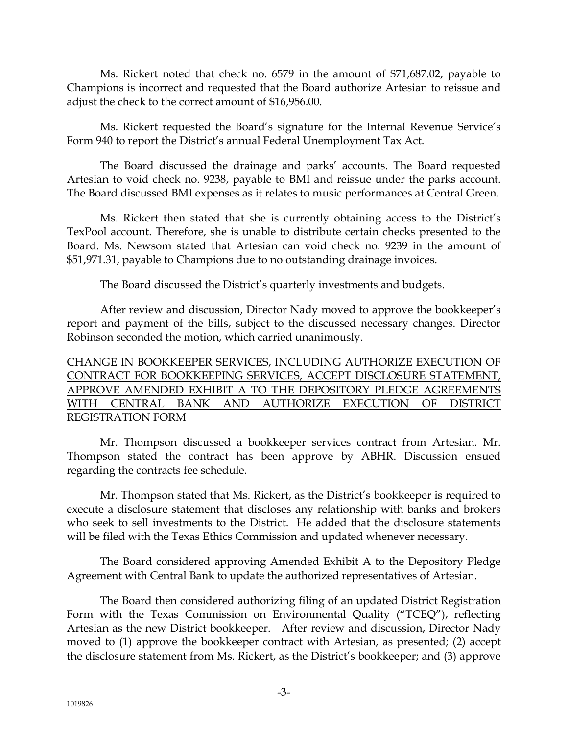Ms. Rickert noted that check no. 6579 in the amount of $71,687.02, payable to Champions is incorrect and requested that the Board authorize Artesian to reissue and adjust the check to the correct amount of $16,956.00.

Ms. Rickert requested the Board's signature for the Internal Revenue Service's Form 940 to report the District's annual Federal Unemployment Tax Act.

The Board discussed the drainage and parks' accounts. The Board requested Artesian to void check no. 9238, payable to BMI and reissue under the parks account. The Board discussed BMI expenses as it relates to music performances at Central Green.

Ms. Rickert then stated that she is currently obtaining access to the District's TexPool account. Therefore, she is unable to distribute certain checks presented to the Board. Ms. Newsom stated that Artesian can void check no. 9239 in the amount of $51,971.31, payable to Champions due to no outstanding drainage invoices.

The Board discussed the District's quarterly investments and budgets.

After review and discussion, Director Nady moved to approve the bookkeeper's report and payment of the bills, subject to the discussed necessary changes. Director Robinson seconded the motion, which carried unanimously.

CHANGE IN BOOKKEEPER SERVICES, INCLUDING AUTHORIZE EXECUTION OF CONTRACT FOR BOOKKEEPING SERVICES, ACCEPT DISCLOSURE STATEMENT, APPROVE AMENDED EXHIBIT A TO THE DEPOSITORY PLEDGE AGREEMENTS WITH CENTRAL BANK AND AUTHORIZE EXECUTION OF DISTRICT REGISTRATION FORM

Mr. Thompson discussed a bookkeeper services contract from Artesian. Mr. Thompson stated the contract has been approve by ABHR. Discussion ensued regarding the contracts fee schedule.

Mr. Thompson stated that Ms. Rickert, as the District's bookkeeper is required to execute a disclosure statement that discloses any relationship with banks and brokers who seek to sell investments to the District. He added that the disclosure statements will be filed with the Texas Ethics Commission and updated whenever necessary.

The Board considered approving Amended Exhibit A to the Depository Pledge Agreement with Central Bank to update the authorized representatives of Artesian.

The Board then considered authorizing filing of an updated District Registration Form with the Texas Commission on Environmental Quality ("TCEQ"), reflecting Artesian as the new District bookkeeper. After review and discussion, Director Nady moved to (1) approve the bookkeeper contract with Artesian, as presented; (2) accept the disclosure statement from Ms. Rickert, as the District's bookkeeper; and (3) approve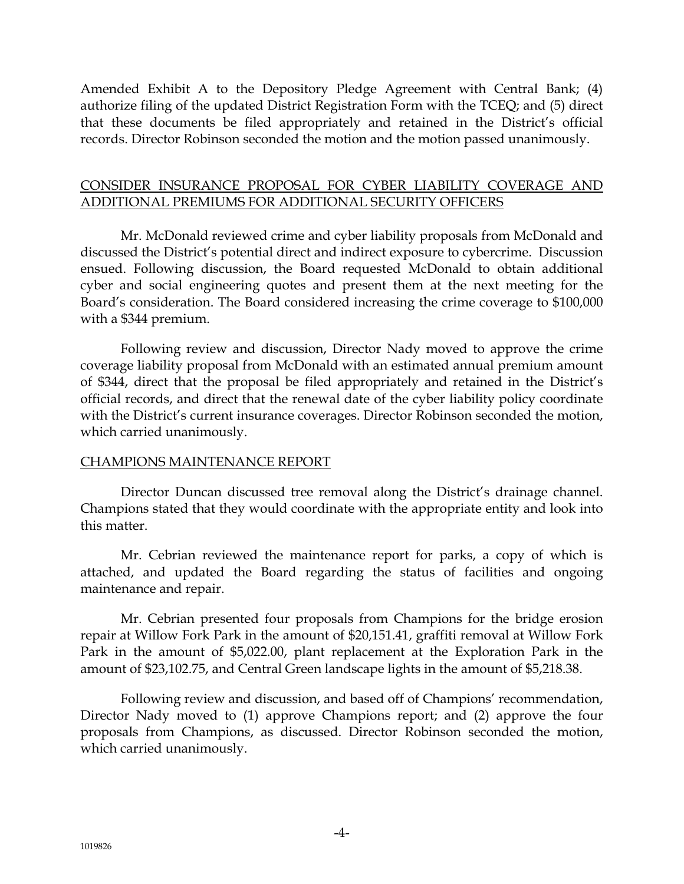Amended Exhibit A to the Depository Pledge Agreement with Central Bank; (4) authorize filing of the updated District Registration Form with the TCEQ; and (5) direct that these documents be filed appropriately and retained in the District's official records. Director Robinson seconded the motion and the motion passed unanimously.

## CONSIDER INSURANCE PROPOSAL FOR CYBER LIABILITY COVERAGE AND ADDITIONAL PREMIUMS FOR ADDITIONAL SECURITY OFFICERS

Mr. McDonald reviewed crime and cyber liability proposals from McDonald and discussed the District's potential direct and indirect exposure to cybercrime. Discussion ensued. Following discussion, the Board requested McDonald to obtain additional cyber and social engineering quotes and present them at the next meeting for the Board's consideration. The Board considered increasing the crime coverage to $100,000 with a $344 premium.

Following review and discussion, Director Nady moved to approve the crime coverage liability proposal from McDonald with an estimated annual premium amount of $344, direct that the proposal be filed appropriately and retained in the District's official records, and direct that the renewal date of the cyber liability policy coordinate with the District's current insurance coverages. Director Robinson seconded the motion, which carried unanimously.

## CHAMPIONS MAINTENANCE REPORT

Director Duncan discussed tree removal along the District's drainage channel. Champions stated that they would coordinate with the appropriate entity and look into this matter.

Mr. Cebrian reviewed the maintenance report for parks, a copy of which is attached, and updated the Board regarding the status of facilities and ongoing maintenance and repair.

Mr. Cebrian presented four proposals from Champions for the bridge erosion repair at Willow Fork Park in the amount of $20,151.41, graffiti removal at Willow Fork Park in the amount of $5,022.00, plant replacement at the Exploration Park in the amount of $23,102.75, and Central Green landscape lights in the amount of $5,218.38.

Following review and discussion, and based off of Champions' recommendation, Director Nady moved to (1) approve Champions report; and (2) approve the four proposals from Champions, as discussed. Director Robinson seconded the motion, which carried unanimously.

1019826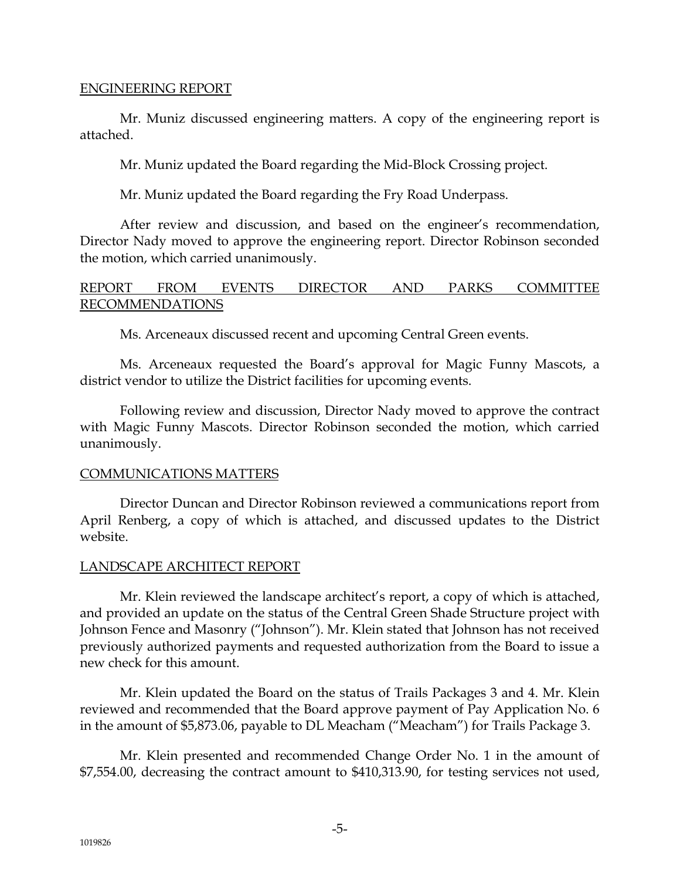## ENGINEERING REPORT

Mr. Muniz discussed engineering matters. A copy of the engineering report is attached.

Mr. Muniz updated the Board regarding the Mid-Block Crossing project.

Mr. Muniz updated the Board regarding the Fry Road Underpass.

After review and discussion, and based on the engineer's recommendation, Director Nady moved to approve the engineering report. Director Robinson seconded the motion, which carried unanimously.

## REPORT FROM EVENTS DIRECTOR AND PARKS COMMITTEE RECOMMENDATIONS

Ms. Arceneaux discussed recent and upcoming Central Green events.

Ms. Arceneaux requested the Board's approval for Magic Funny Mascots, a district vendor to utilize the District facilities for upcoming events.

Following review and discussion, Director Nady moved to approve the contract with Magic Funny Mascots. Director Robinson seconded the motion, which carried unanimously.

## COMMUNICATIONS MATTERS

Director Duncan and Director Robinson reviewed a communications report from April Renberg, a copy of which is attached, and discussed updates to the District website.

## LANDSCAPE ARCHITECT REPORT

Mr. Klein reviewed the landscape architect's report, a copy of which is attached, and provided an update on the status of the Central Green Shade Structure project with Johnson Fence and Masonry ("Johnson"). Mr. Klein stated that Johnson has not received previously authorized payments and requested authorization from the Board to issue a new check for this amount.

Mr. Klein updated the Board on the status of Trails Packages 3 and 4. Mr. Klein reviewed and recommended that the Board approve payment of Pay Application No. 6 in the amount of $5,873.06, payable to DL Meacham ("Meacham") for Trails Package 3.

Mr. Klein presented and recommended Change Order No. 1 in the amount of $7,554.00, decreasing the contract amount to $410,313.90, for testing services not used,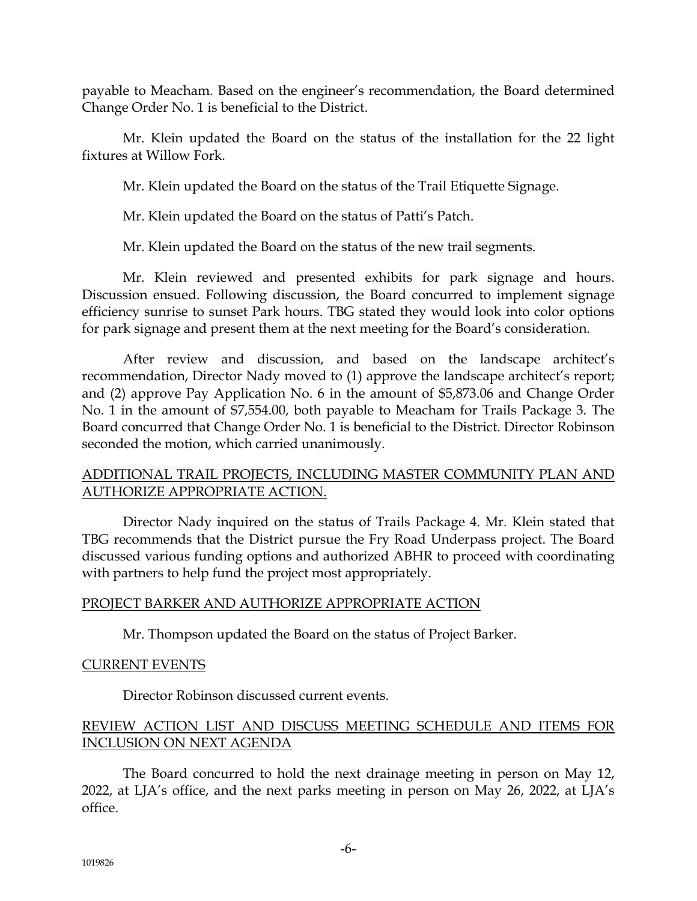payable to Meacham. Based on the engineer's recommendation, the Board determined Change Order No. 1 is beneficial to the District.

Mr. Klein updated the Board on the status of the installation for the 22 light fixtures at Willow Fork.

Mr. Klein updated the Board on the status of the Trail Etiquette Signage.

Mr. Klein updated the Board on the status of Patti's Patch.

Mr. Klein updated the Board on the status of the new trail segments.

Mr. Klein reviewed and presented exhibits for park signage and hours. Discussion ensued. Following discussion, the Board concurred to implement signage efficiency sunrise to sunset Park hours. TBG stated they would look into color options for park signage and present them at the next meeting for the Board's consideration.

After review and discussion, and based on the landscape architect's recommendation, Director Nady moved to (1) approve the landscape architect's report; and (2) approve Pay Application No. 6 in the amount of $5,873.06 and Change Order No. 1 in the amount of $7,554.00, both payable to Meacham for Trails Package 3. The Board concurred that Change Order No. 1 is beneficial to the District. Director Robinson seconded the motion, which carried unanimously.

<u>ADDITIONAL TRAIL PROJECTS, INCLUDING MASTER COMMUNITY PLAN AND AUTHORIZE APPROPRIATE ACTION.</u>

Director Nady inquired on the status of Trails Package 4. Mr. Klein stated that TBG recommends that the District pursue the Fry Road Underpass project. The Board discussed various funding options and authorized ABHR to proceed with coordinating with partners to help fund the project most appropriately.

<u>PROJECT BARKER AND AUTHORIZE APPROPRIATE ACTION</u>

Mr. Thompson updated the Board on the status of Project Barker.

<u>CURRENT EVENTS</u>

Director Robinson discussed current events.

<u>REVIEW ACTION LIST AND DISCUSS MEETING SCHEDULE AND ITEMS FOR INCLUSION ON NEXT AGENDA</u>

The Board concurred to hold the next drainage meeting in person on May 12, 2022, at LJA's office, and the next parks meeting in person on May 26, 2022, at LJA's office.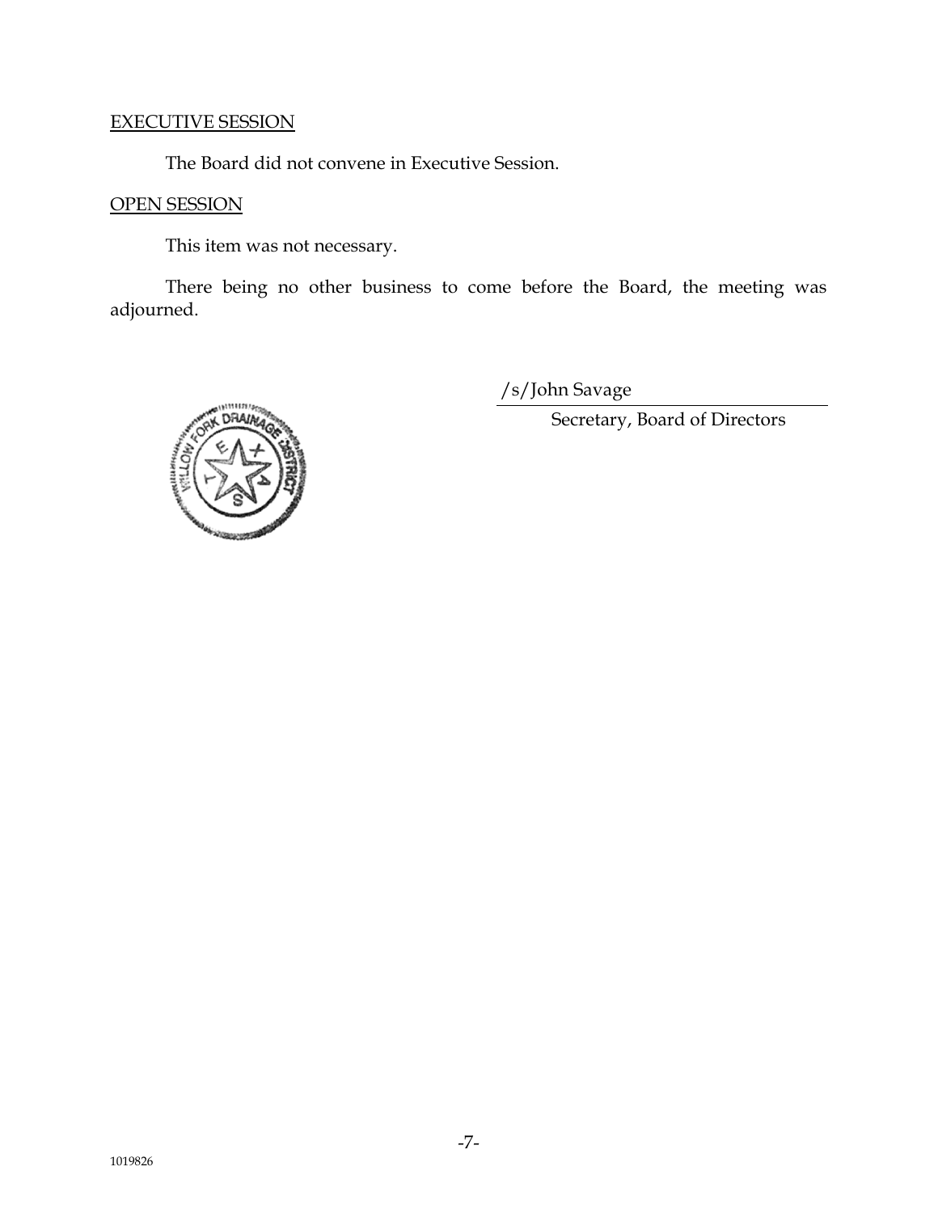EXECUTIVE SESSION

The Board did not convene in Executive Session.

OPEN SESSION

This item was not necessary.

There being no other business to come before the Board, the meeting was adjourned.

/s/John Savage

Secretary, Board of Directors

1019826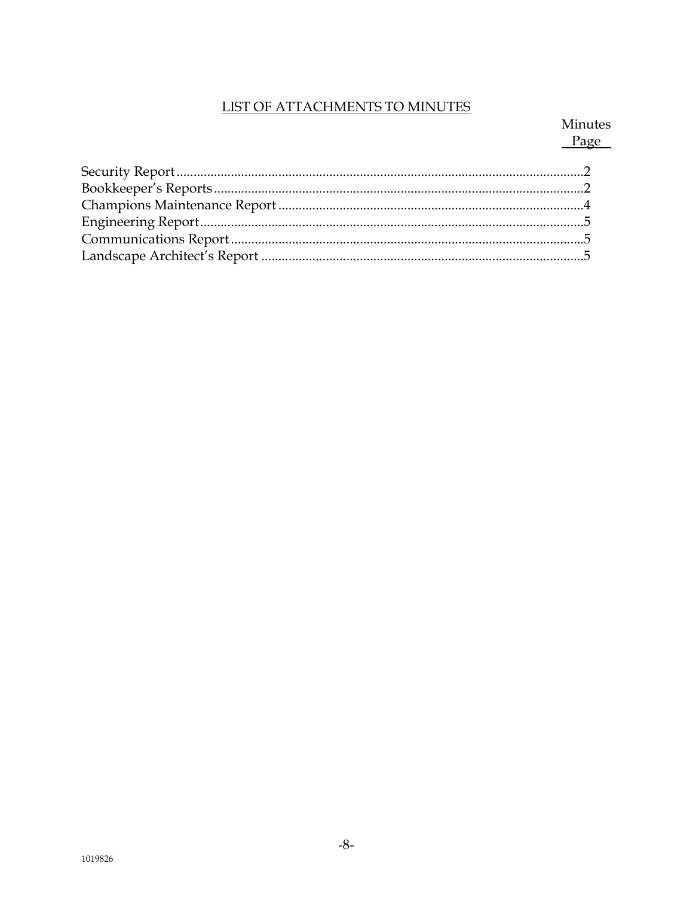LIST OF ATTACHMENTS TO MINUTES

| | Minutes Page |
|---|---|
| Security Report | 2 |
| Bookkeeper's Reports | 2 |
| Champions Maintenance Report | 4 |
| Engineering Report | 5 |
| Communications Report | 5 |
| Landscape Architect's Report | 5 |

1019826